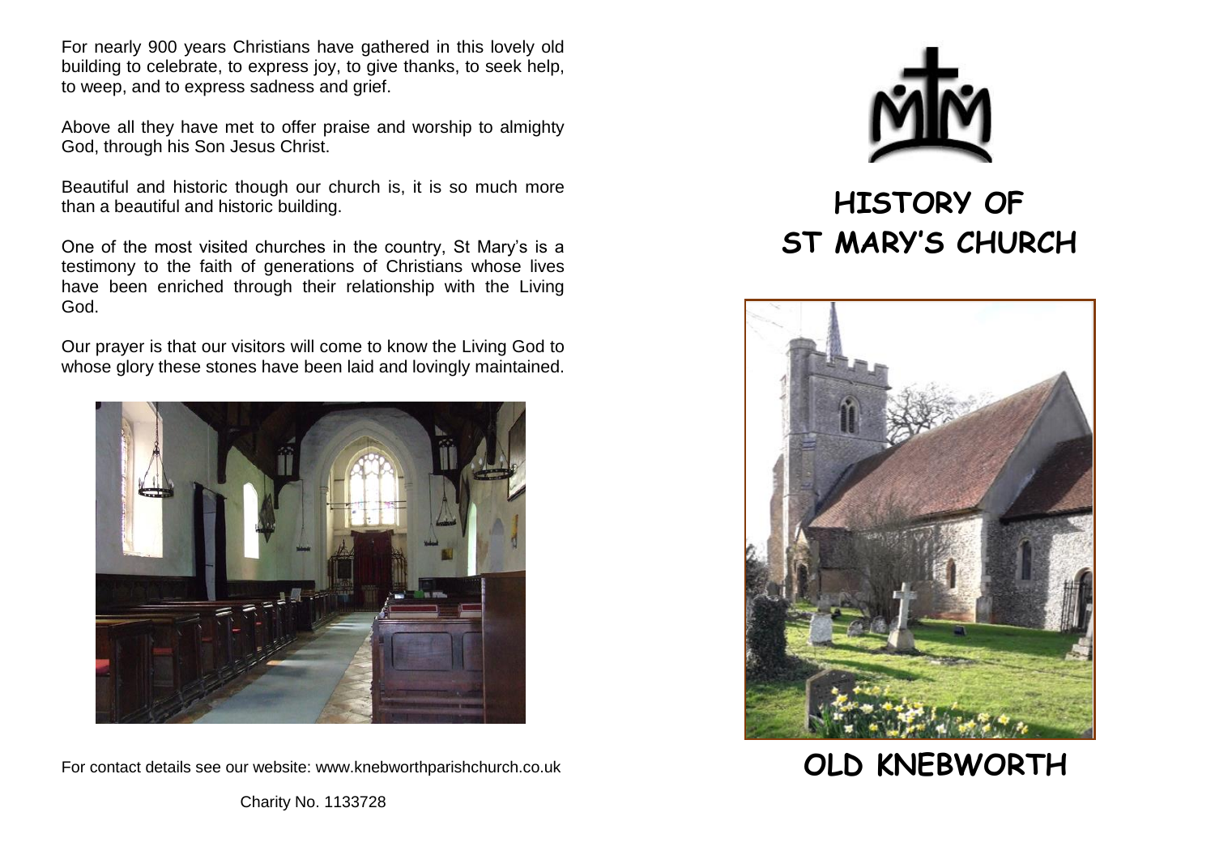For nearly 900 years Christians have gathered in this lovely old building to celebrate, to express joy, to give thanks, to seek help, to weep, and to express sadness and grief.

Above all they have met to offer praise and worship to almighty God, through his Son Jesus Christ.

Beautiful and historic though our church is, it is so much more than a beautiful and historic building.

One of the most visited churches in the country, St Mary's is a testimony to the faith of generations of Christians whose lives have been enriched through their relationship with the Living God.

Our prayer is that our visitors will come to know the Living God to whose glory these stones have been laid and lovingly maintained.

For contact details see our website: www.knebworthparishchurch.co.uk

Charity No. 1133728

# HISTORY OF ST MARY'S CHURCH

# OLD KNEBWORTH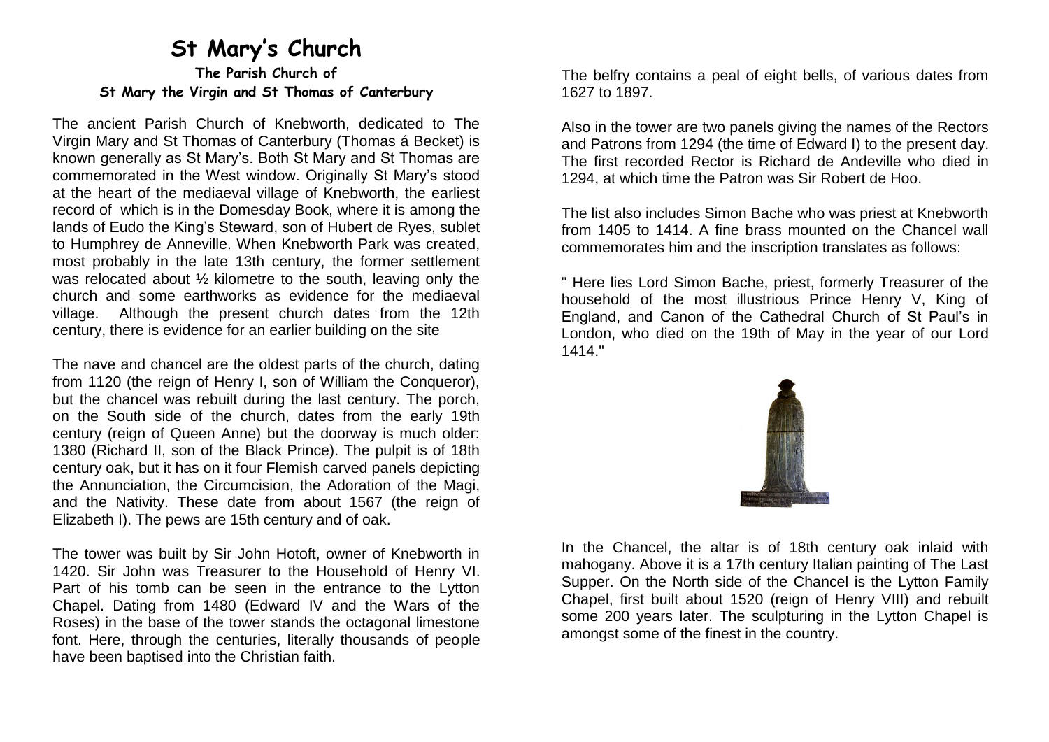# St Mary's Church

### The Parish Church of
### St Mary the Virgin and St Thomas of Canterbury

The ancient Parish Church of Knebworth, dedicated to The Virgin Mary and St Thomas of Canterbury (Thomas á Becket) is known generally as St Mary's. Both St Mary and St Thomas are commemorated in the West window. Originally St Mary's stood at the heart of the mediaeval village of Knebworth, the earliest record of which is in the Domesday Book, where it is among the lands of Eudo the King's Steward, son of Hubert de Ryes, sublet to Humphrey de Anneville. When Knebworth Park was created, most probably in the late 13th century, the former settlement was relocated about ½ kilometre to the south, leaving only the church and some earthworks as evidence for the mediaeval village. Although the present church dates from the 12th century, there is evidence for an earlier building on the site

The nave and chancel are the oldest parts of the church, dating from 1120 (the reign of Henry I, son of William the Conqueror), but the chancel was rebuilt during the last century. The porch, on the South side of the church, dates from the early 19th century (reign of Queen Anne) but the doorway is much older: 1380 (Richard II, son of the Black Prince). The pulpit is of 18th century oak, but it has on it four Flemish carved panels depicting the Annunciation, the Circumcision, the Adoration of the Magi, and the Nativity. These date from about 1567 (the reign of Elizabeth I). The pews are 15th century and of oak.

The tower was built by Sir John Hotoft, owner of Knebworth in 1420. Sir John was Treasurer to the Household of Henry VI. Part of his tomb can be seen in the entrance to the Lytton Chapel. Dating from 1480 (Edward IV and the Wars of the Roses) in the base of the tower stands the octagonal limestone font. Here, through the centuries, literally thousands of people have been baptised into the Christian faith.

The belfry contains a peal of eight bells, of various dates from 1627 to 1897.

Also in the tower are two panels giving the names of the Rectors and Patrons from 1294 (the time of Edward I) to the present day. The first recorded Rector is Richard de Andeville who died in 1294, at which time the Patron was Sir Robert de Hoo.

The list also includes Simon Bache who was priest at Knebworth from 1405 to 1414. A fine brass mounted on the Chancel wall commemorates him and the inscription translates as follows:

" Here lies Lord Simon Bache, priest, formerly Treasurer of the household of the most illustrious Prince Henry V, King of England, and Canon of the Cathedral Church of St Paul's in London, who died on the 19th of May in the year of our Lord 1414."

In the Chancel, the altar is of 18th century oak inlaid with mahogany. Above it is a 17th century Italian painting of The Last Supper. On the North side of the Chancel is the Lytton Family Chapel, first built about 1520 (reign of Henry VIII) and rebuilt some 200 years later. The sculpturing in the Lytton Chapel is amongst some of the finest in the country.